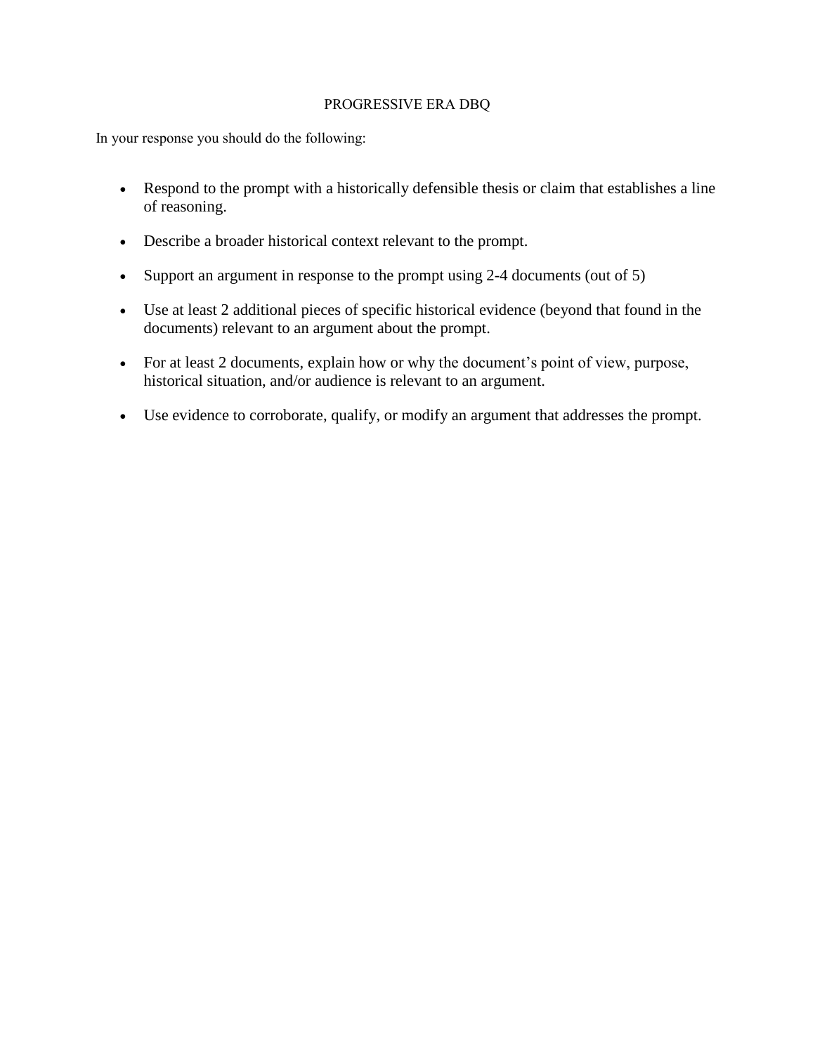# PROGRESSIVE ERA DBQ

In your response you should do the following:

- Respond to the prompt with a historically defensible thesis or claim that establishes a line of reasoning.
- Describe a broader historical context relevant to the prompt.
- Support an argument in response to the prompt using 2-4 documents (out of 5)
- Use at least 2 additional pieces of specific historical evidence (beyond that found in the documents) relevant to an argument about the prompt.
- For at least 2 documents, explain how or why the document's point of view, purpose, historical situation, and/or audience is relevant to an argument.
- Use evidence to corroborate, qualify, or modify an argument that addresses the prompt.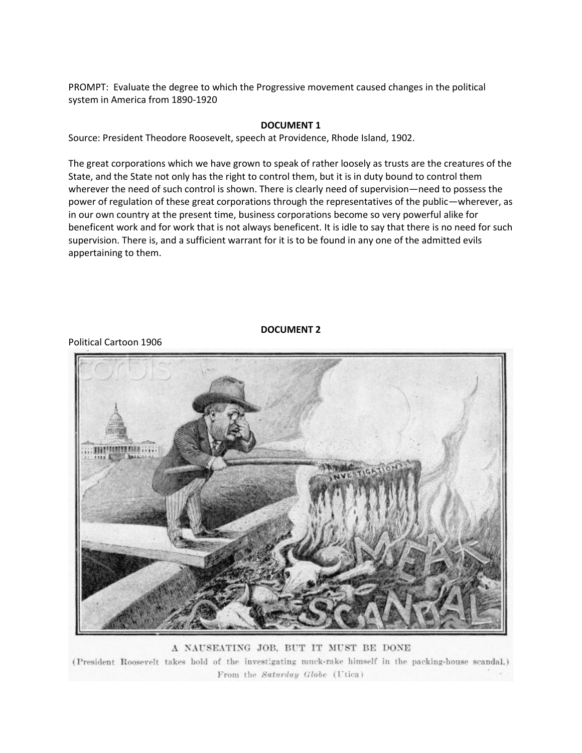PROMPT: Evaluate the degree to which the Progressive movement caused changes in the political system in America from 1890-1920

**DOCUMENT 1**

Source: President Theodore Roosevelt, speech at Providence, Rhode Island, 1902.

The great corporations which we have grown to speak of rather loosely as trusts are the creatures of the State, and the State not only has the right to control them, but it is in duty bound to control them wherever the need of such control is shown. There is clearly need of supervision—need to possess the power of regulation of these great corporations through the representatives of the public—wherever, as in our own country at the present time, business corporations become so very powerful alike for beneficent work and for work that is not always beneficent. It is idle to say that there is no need for such supervision. There is, and a sufficient warrant for it is to be found in any one of the admitted evils appertaining to them.

**DOCUMENT 2**

Political Cartoon 1906

A NAUSEATING JOB, BUT IT MUST BE DONE

(President Roosevelt takes hold of the investigating muck-rake himself in the packing-house scandal.)

From the *Saturday Globe* (Utica)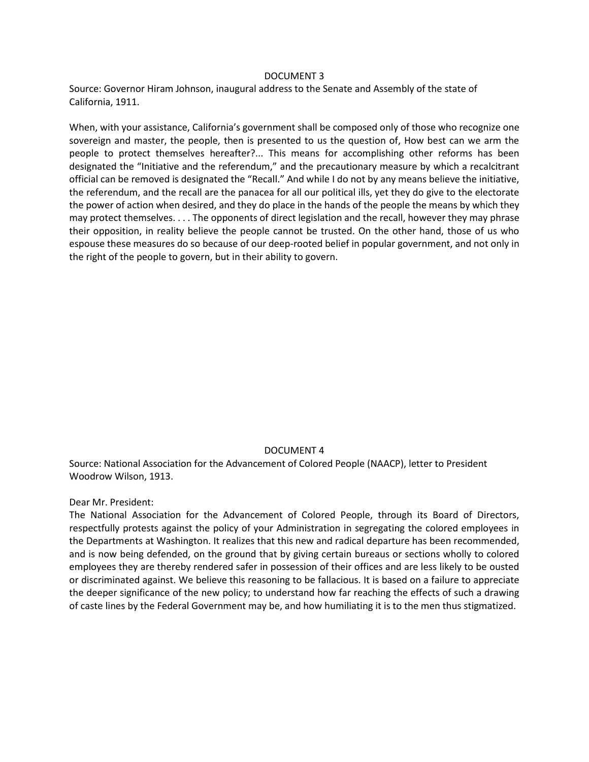## DOCUMENT 3

Source: Governor Hiram Johnson, inaugural address to the Senate and Assembly of the state of California, 1911.

When, with your assistance, California's government shall be composed only of those who recognize one sovereign and master, the people, then is presented to us the question of, How best can we arm the people to protect themselves hereafter?... This means for accomplishing other reforms has been designated the "Initiative and the referendum," and the precautionary measure by which a recalcitrant official can be removed is designated the "Recall." And while I do not by any means believe the initiative, the referendum, and the recall are the panacea for all our political ills, yet they do give to the electorate the power of action when desired, and they do place in the hands of the people the means by which they may protect themselves. . . . The opponents of direct legislation and the recall, however they may phrase their opposition, in reality believe the people cannot be trusted. On the other hand, those of us who espouse these measures do so because of our deep-rooted belief in popular government, and not only in the right of the people to govern, but in their ability to govern.

## DOCUMENT 4

Source: National Association for the Advancement of Colored People (NAACP), letter to President Woodrow Wilson, 1913.

Dear Mr. President:

The National Association for the Advancement of Colored People, through its Board of Directors, respectfully protests against the policy of your Administration in segregating the colored employees in the Departments at Washington. It realizes that this new and radical departure has been recommended, and is now being defended, on the ground that by giving certain bureaus or sections wholly to colored employees they are thereby rendered safer in possession of their offices and are less likely to be ousted or discriminated against. We believe this reasoning to be fallacious. It is based on a failure to appreciate the deeper significance of the new policy; to understand how far reaching the effects of such a drawing of caste lines by the Federal Government may be, and how humiliating it is to the men thus stigmatized.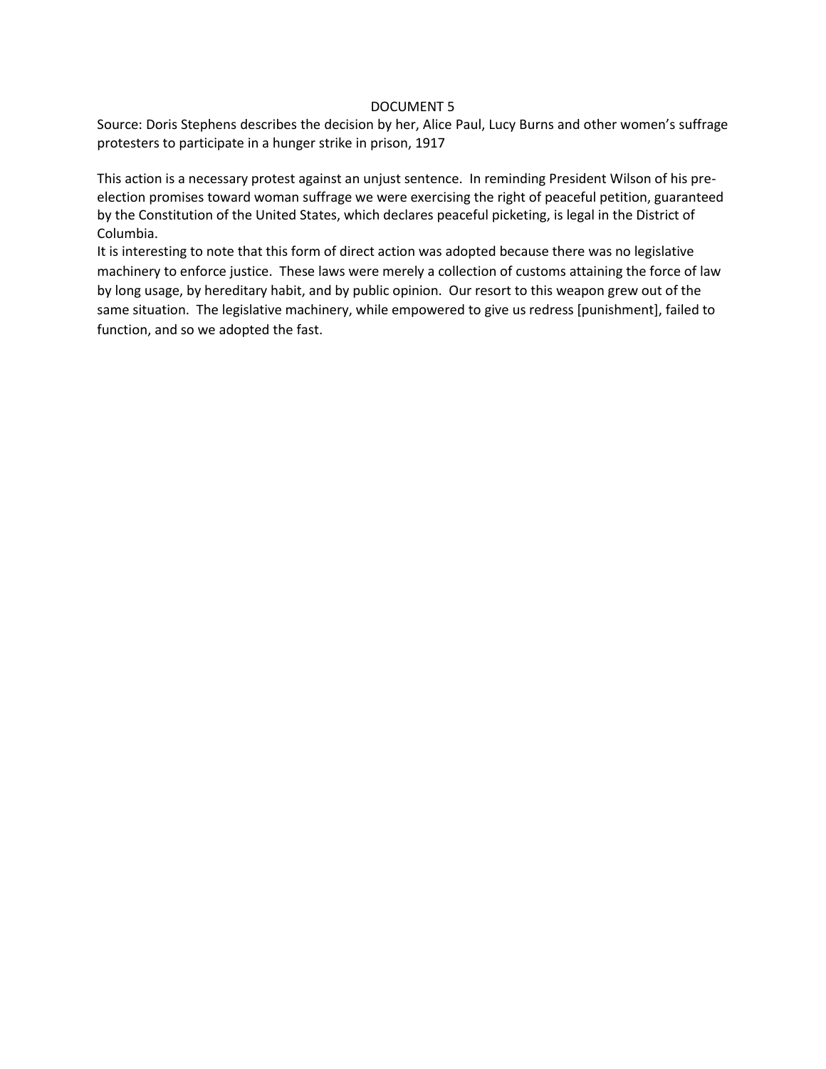DOCUMENT 5

Source: Doris Stephens describes the decision by her, Alice Paul, Lucy Burns and other women's suffrage protesters to participate in a hunger strike in prison, 1917

This action is a necessary protest against an unjust sentence. In reminding President Wilson of his pre-election promises toward woman suffrage we were exercising the right of peaceful petition, guaranteed by the Constitution of the United States, which declares peaceful picketing, is legal in the District of Columbia.

It is interesting to note that this form of direct action was adopted because there was no legislative machinery to enforce justice. These laws were merely a collection of customs attaining the force of law by long usage, by hereditary habit, and by public opinion. Our resort to this weapon grew out of the same situation. The legislative machinery, while empowered to give us redress [punishment], failed to function, and so we adopted the fast.